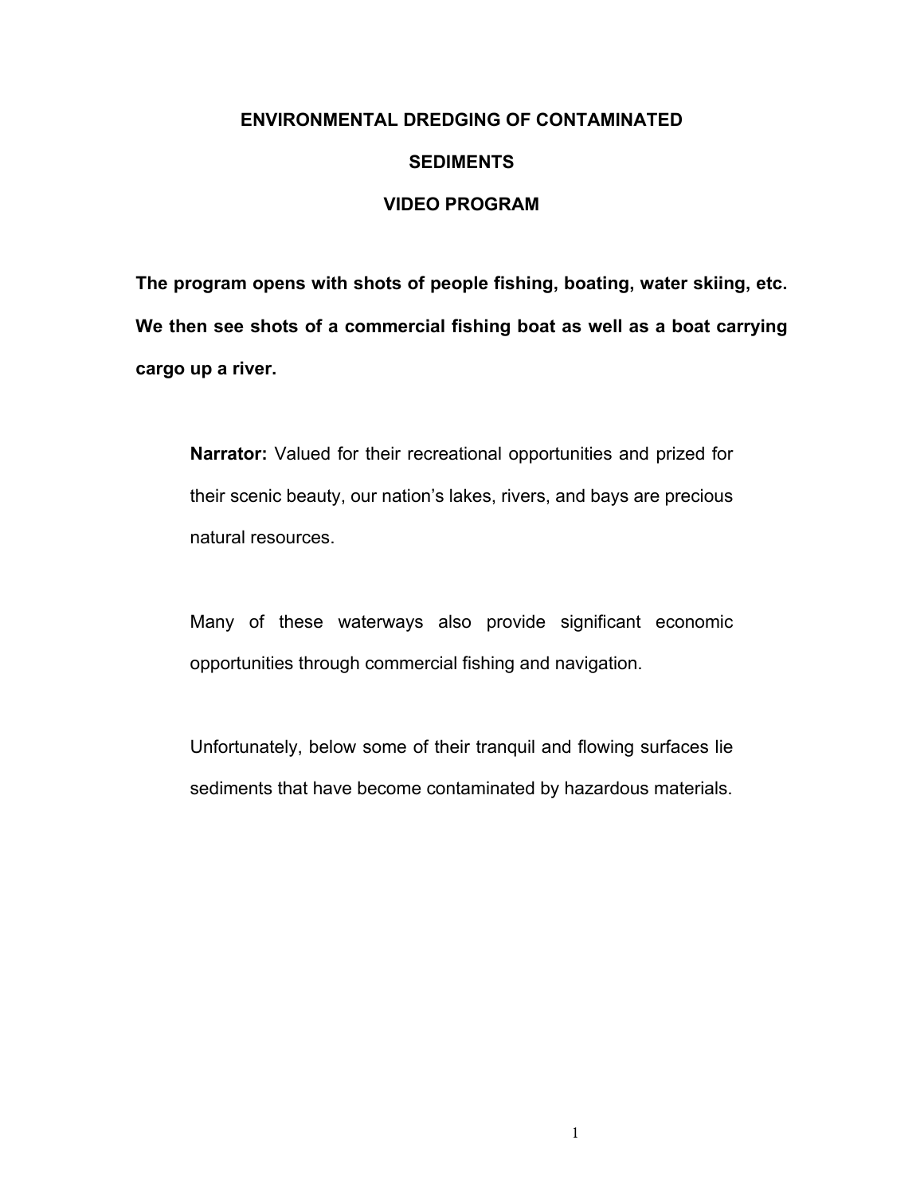# ENVIRONMENTAL DREDGING OF CONTAMINATED SEDIMENTS VIDEO PROGRAM

**The program opens with shots of people fishing, boating, water skiing, etc. We then see shots of a commercial fishing boat as well as a boat carrying cargo up a river.**

**Narrator:** Valued for their recreational opportunities and prized for their scenic beauty, our nation's lakes, rivers, and bays are precious natural resources.

Many of these waterways also provide significant economic opportunities through commercial fishing and navigation.

Unfortunately, below some of their tranquil and flowing surfaces lie sediments that have become contaminated by hazardous materials.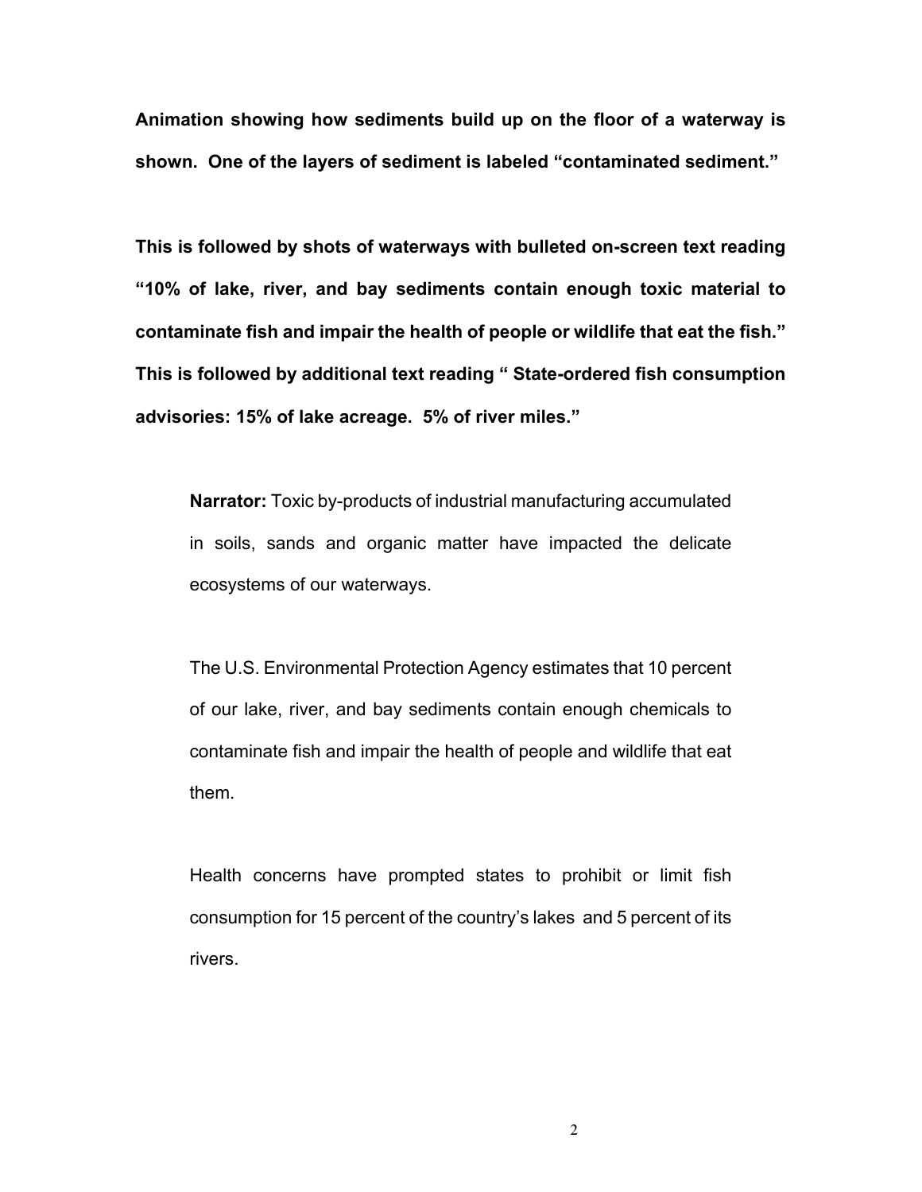**Animation showing how sediments build up on the floor of a waterway is shown. One of the layers of sediment is labeled “contaminated sediment.”**

**This is followed by shots of waterways with bulleted on-screen text reading “10% of lake, river, and bay sediments contain enough toxic material to contaminate fish and impair the health of people or wildlife that eat the fish.” This is followed by additional text reading “ State-ordered fish consumption advisories: 15% of lake acreage. 5% of river miles.”**

> **Narrator:** Toxic by-products of industrial manufacturing accumulated in soils, sands and organic matter have impacted the delicate ecosystems of our waterways.
>
> The U.S. Environmental Protection Agency estimates that 10 percent of our lake, river, and bay sediments contain enough chemicals to contaminate fish and impair the health of people and wildlife that eat them.
>
> Health concerns have prompted states to prohibit or limit fish consumption for 15 percent of the country’s lakes and 5 percent of its rivers.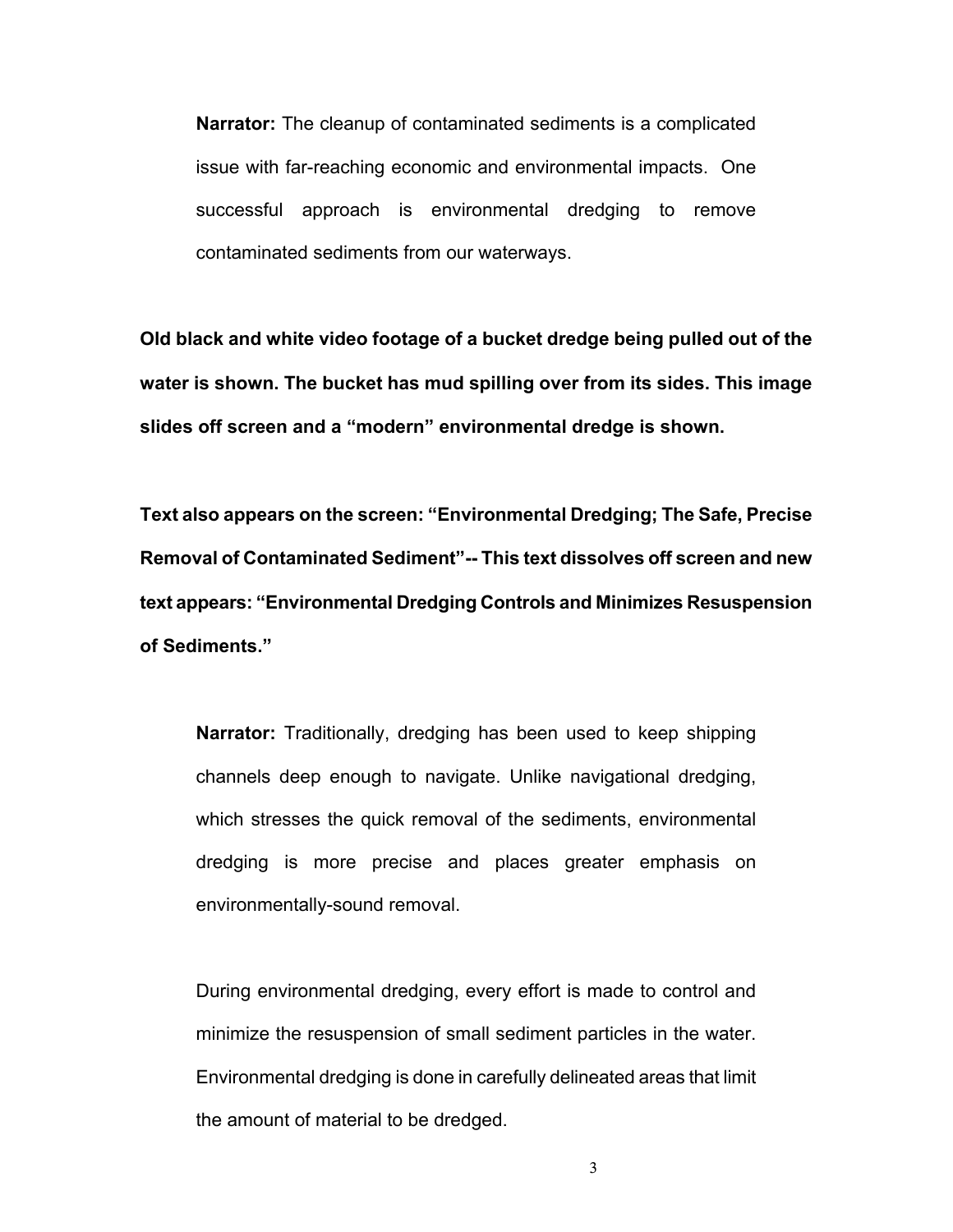**Narrator:** The cleanup of contaminated sediments is a complicated issue with far-reaching economic and environmental impacts. One successful approach is environmental dredging to remove contaminated sediments from our waterways.

**Old black and white video footage of a bucket dredge being pulled out of the water is shown. The bucket has mud spilling over from its sides. This image slides off screen and a "modern" environmental dredge is shown.**

**Text also appears on the screen: "Environmental Dredging; The Safe, Precise Removal of Contaminated Sediment"-- This text dissolves off screen and new text appears: "Environmental Dredging Controls and Minimizes Resuspension of Sediments."**

**Narrator:** Traditionally, dredging has been used to keep shipping channels deep enough to navigate. Unlike navigational dredging, which stresses the quick removal of the sediments, environmental dredging is more precise and places greater emphasis on environmentally-sound removal.

During environmental dredging, every effort is made to control and minimize the resuspension of small sediment particles in the water. Environmental dredging is done in carefully delineated areas that limit the amount of material to be dredged.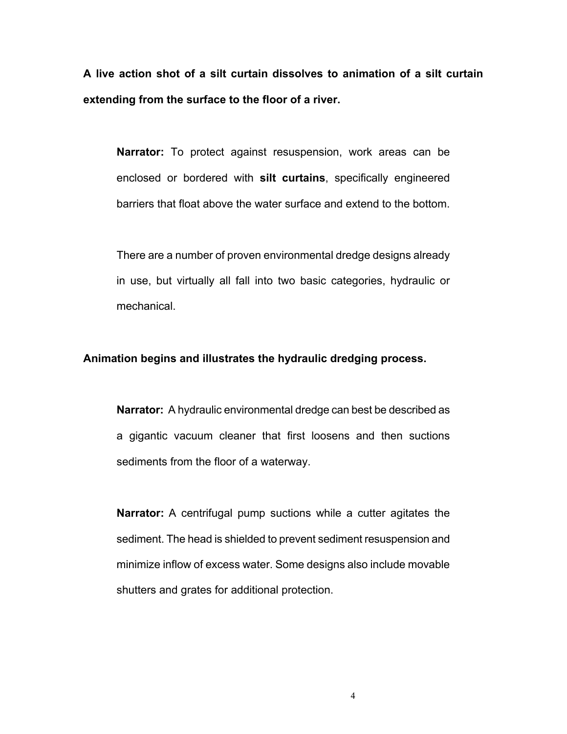**A live action shot of a silt curtain dissolves to animation of a silt curtain extending from the surface to the floor of a river.**

> **Narrator:** To protect against resuspension, work areas can be enclosed or bordered with **silt curtains**, specifically engineered barriers that float above the water surface and extend to the bottom.
>
> There are a number of proven environmental dredge designs already in use, but virtually all fall into two basic categories, hydraulic or mechanical.

**Animation begins and illustrates the hydraulic dredging process.**

> **Narrator:** A hydraulic environmental dredge can best be described as a gigantic vacuum cleaner that first loosens and then suctions sediments from the floor of a waterway.
>
> **Narrator:** A centrifugal pump suctions while a cutter agitates the sediment. The head is shielded to prevent sediment resuspension and minimize inflow of excess water. Some designs also include movable shutters and grates for additional protection.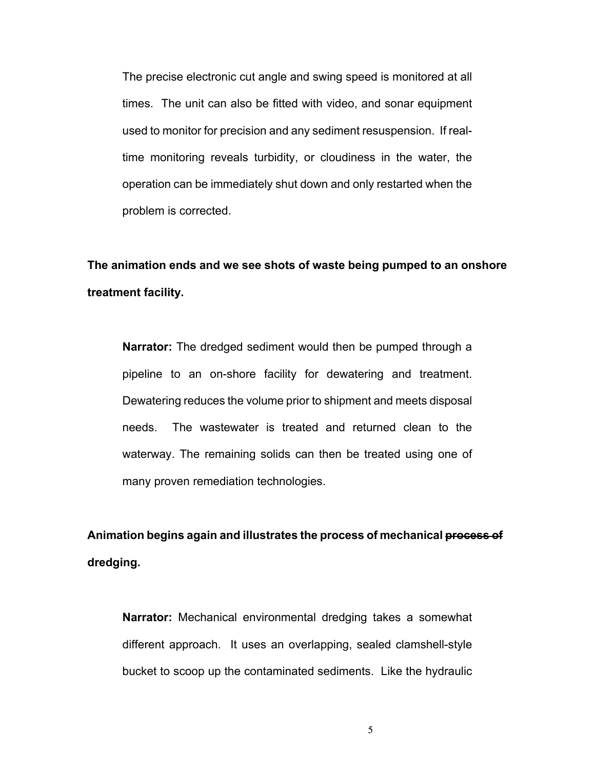The precise electronic cut angle and swing speed is monitored at all times. The unit can also be fitted with video, and sonar equipment used to monitor for precision and any sediment resuspension. If real-time monitoring reveals turbidity, or cloudiness in the water, the operation can be immediately shut down and only restarted when the problem is corrected.

**The animation ends and we see shots of waste being pumped to an onshore treatment facility.**

**Narrator:** The dredged sediment would then be pumped through a pipeline to an on-shore facility for dewatering and treatment. Dewatering reduces the volume prior to shipment and meets disposal needs. The wastewater is treated and returned clean to the waterway. The remaining solids can then be treated using one of many proven remediation technologies.

**Animation begins again and illustrates the process of mechanical ~~process of~~ dredging.**

**Narrator:** Mechanical environmental dredging takes a somewhat different approach. It uses an overlapping, sealed clamshell-style bucket to scoop up the contaminated sediments. Like the hydraulic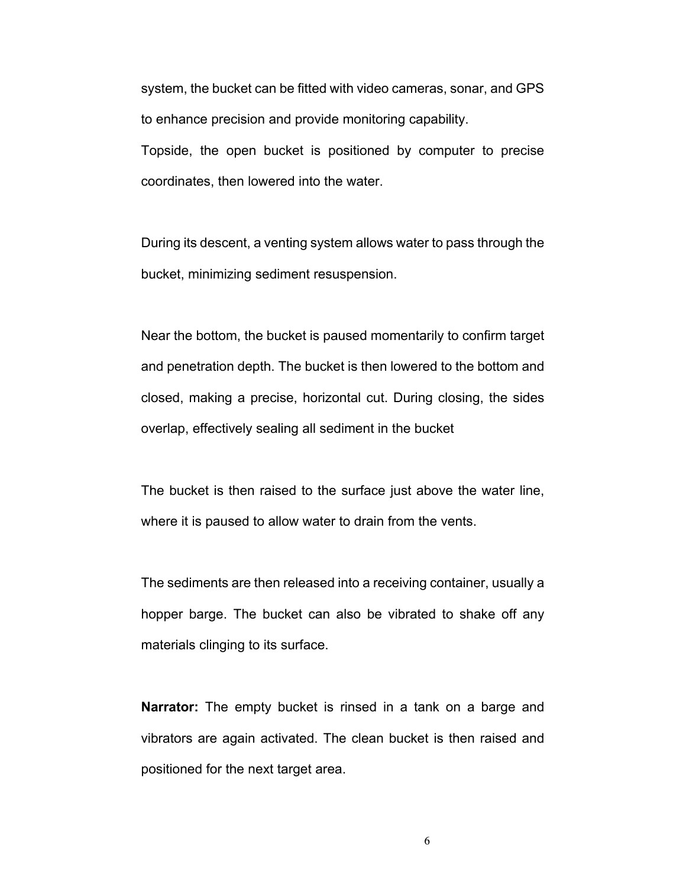system, the bucket can be fitted with video cameras, sonar, and GPS to enhance precision and provide monitoring capability.

Topside, the open bucket is positioned by computer to precise coordinates, then lowered into the water.

During its descent, a venting system allows water to pass through the bucket, minimizing sediment resuspension.

Near the bottom, the bucket is paused momentarily to confirm target and penetration depth. The bucket is then lowered to the bottom and closed, making a precise, horizontal cut. During closing, the sides overlap, effectively sealing all sediment in the bucket

The bucket is then raised to the surface just above the water line, where it is paused to allow water to drain from the vents.

The sediments are then released into a receiving container, usually a hopper barge. The bucket can also be vibrated to shake off any materials clinging to its surface.

**Narrator:** The empty bucket is rinsed in a tank on a barge and vibrators are again activated. The clean bucket is then raised and positioned for the next target area.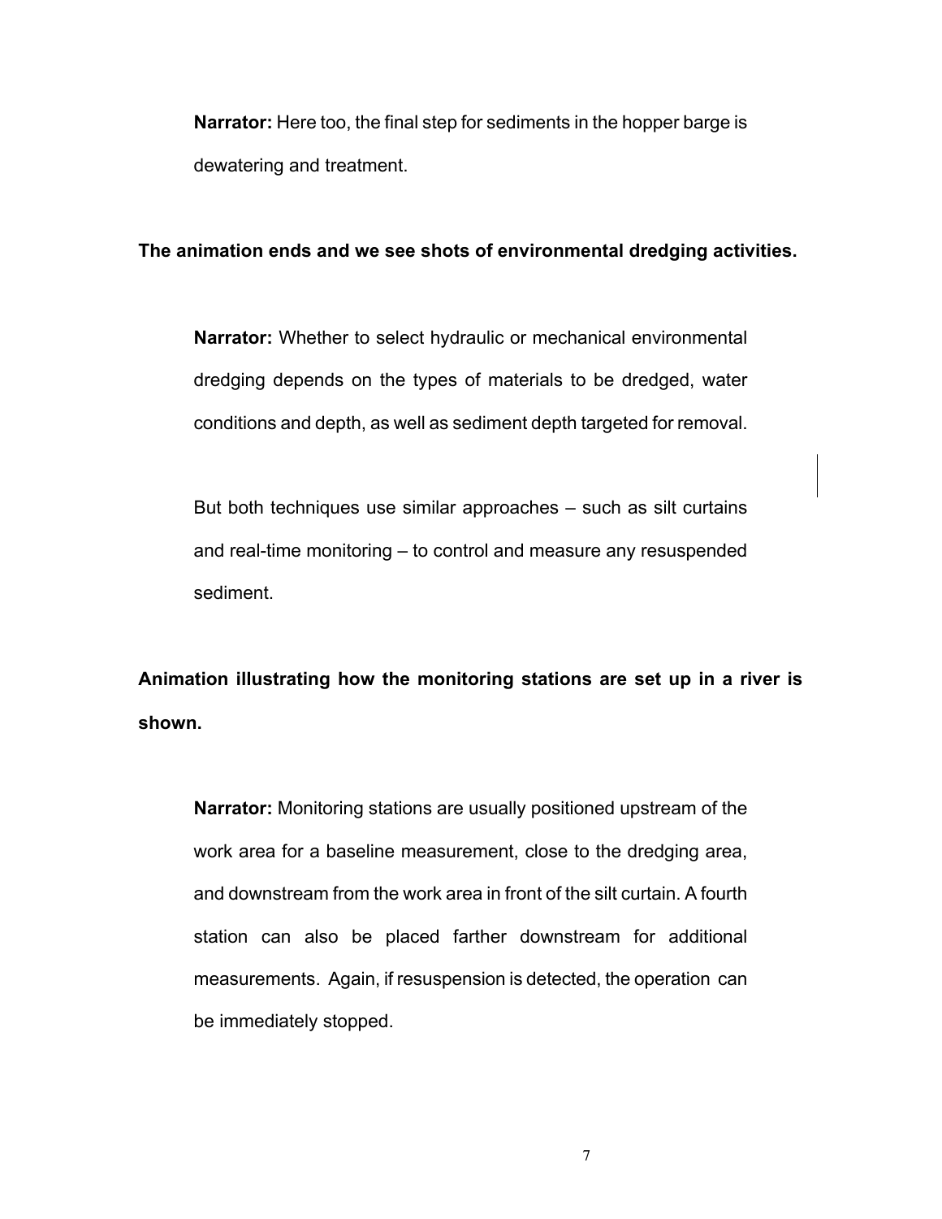**Narrator:** Here too, the final step for sediments in the hopper barge is dewatering and treatment.

**The animation ends and we see shots of environmental dredging activities.**

**Narrator:** Whether to select hydraulic or mechanical environmental dredging depends on the types of materials to be dredged, water conditions and depth, as well as sediment depth targeted for removal.

But both techniques use similar approaches – such as silt curtains and real-time monitoring – to control and measure any resuspended sediment.

**Animation illustrating how the monitoring stations are set up in a river is shown.**

**Narrator:** Monitoring stations are usually positioned upstream of the work area for a baseline measurement, close to the dredging area, and downstream from the work area in front of the silt curtain. A fourth station can also be placed farther downstream for additional measurements. Again, if resuspension is detected, the operation can be immediately stopped.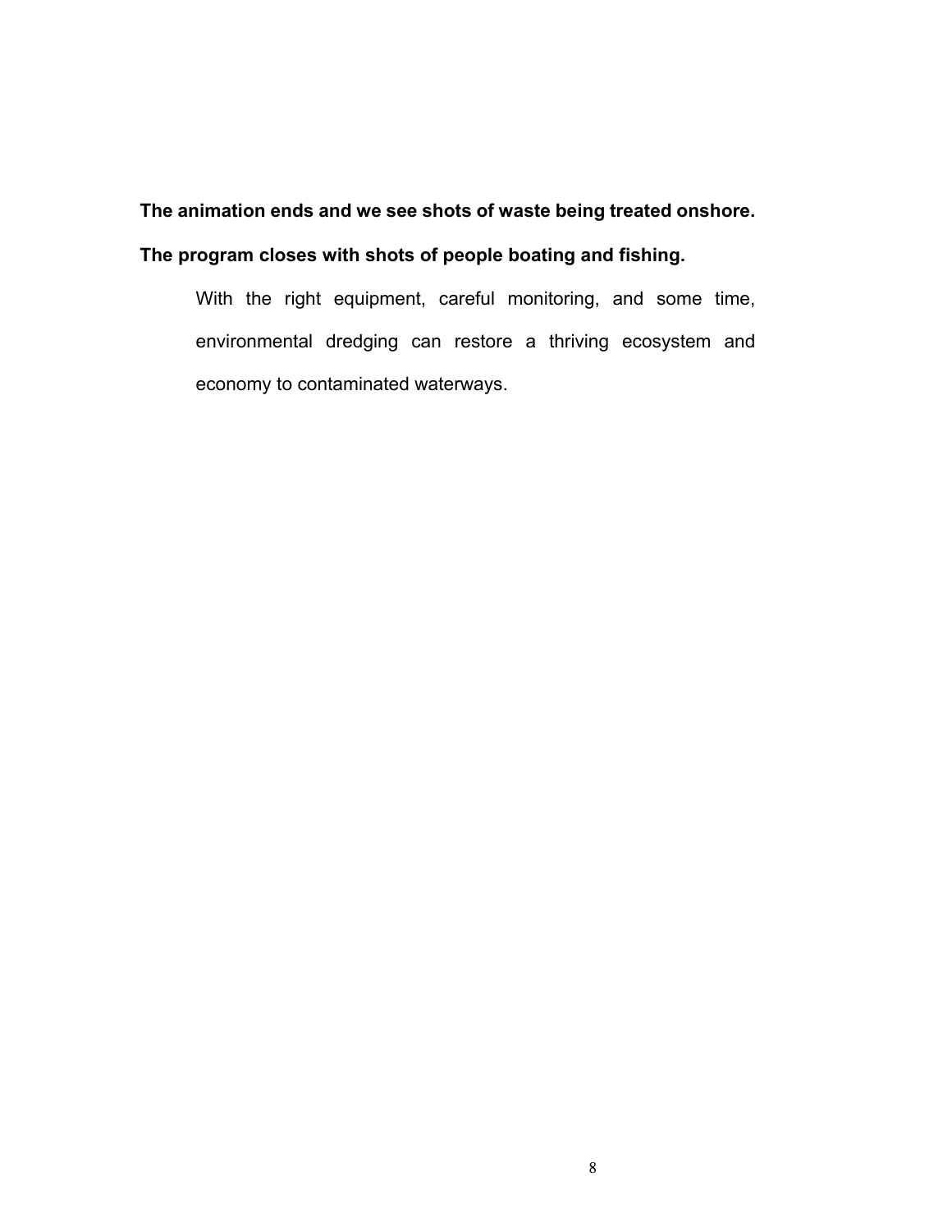**The animation ends and we see shots of waste being treated onshore.**

**The program closes with shots of people boating and fishing.**

With the right equipment, careful monitoring, and some time, environmental dredging can restore a thriving ecosystem and economy to contaminated waterways.